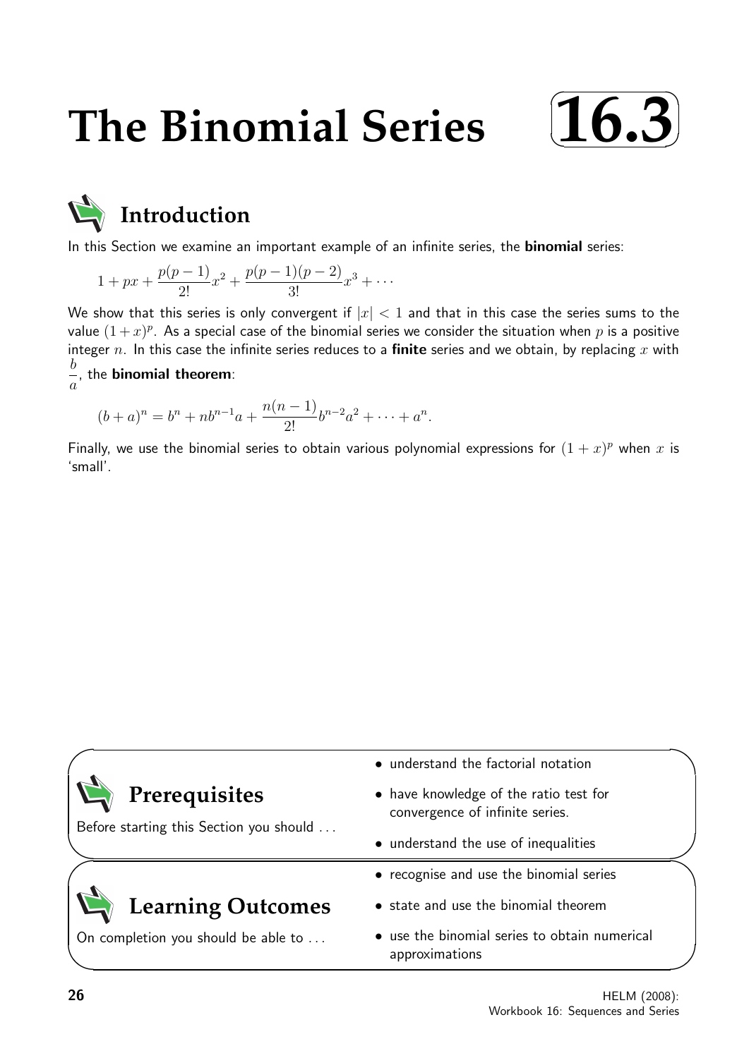# The Binomial Series 16.3

## Introduction

In this Section we examine an important example of an infinite series, the **binomial** series:

$$1 + px + \frac{p(p-1)}{2!}x^2 + \frac{p(p-1)(p-2)}{3!}x^3 + \cdots$$

We show that this series is only convergent if $|x| < 1$ and that in this case the series sums to the value $(1+x)^p$. As a special case of the binomial series we consider the situation when $p$ is a positive integer $n$. In this case the infinite series reduces to a **finite** series and we obtain, by replacing $x$ with $\frac{b}{a}$, the **binomial theorem**:

$$(b+a)^n = b^n + nb^{n-1}a + \frac{n(n-1)}{2!}b^{n-2}a^2 + \cdots + a^n.$$

Finally, we use the binomial series to obtain various polynomial expressions for $(1+x)^p$ when $x$ is 'small'.

## Prerequisites

Before starting this Section you should ...

- understand the factorial notation
- have knowledge of the ratio test for convergence of infinite series.
- understand the use of inequalities

## Learning Outcomes

On completion you should be able to ...

- recognise and use the binomial series
- state and use the binomial theorem
- use the binomial series to obtain numerical approximations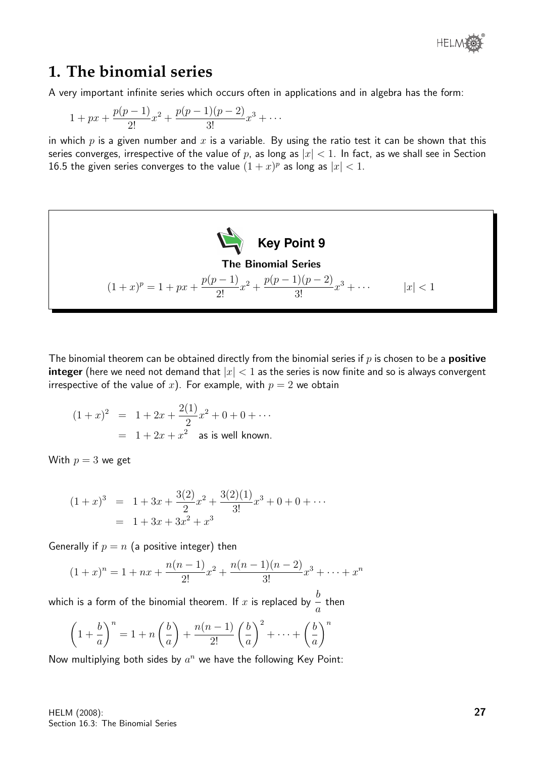## 1. The binomial series

A very important infinite series which occurs often in applications and in algebra has the form:

$$1 + px + \frac{p(p-1)}{2!}x^2 + \frac{p(p-1)(p-2)}{3!}x^3 + \cdots$$

in which $p$ is a given number and $x$ is a variable. By using the ratio test it can be shown that this series converges, irrespective of the value of $p$, as long as $|x| < 1$. In fact, as we shall see in Section 16.5 the given series converges to the value $(1+x)^p$ as long as $|x| < 1$.

**Key Point 9**

**The Binomial Series**

$$(1+x)^p = 1 + px + \frac{p(p-1)}{2!}x^2 + \frac{p(p-1)(p-2)}{3!}x^3 + \cdots \qquad |x| < 1$$

The binomial theorem can be obtained directly from the binomial series if $p$ is chosen to be a **positive integer** (here we need not demand that $|x| < 1$ as the series is now finite and so is always convergent irrespective of the value of $x$). For example, with $p = 2$ we obtain

$$\begin{aligned}(1+x)^2 &= 1 + 2x + \frac{2(1)}{2}x^2 + 0 + 0 + \cdots \\ &= 1 + 2x + x^2 \quad \text{as is well known.}\end{aligned}$$

With $p = 3$ we get

$$\begin{aligned}(1+x)^3 &= 1 + 3x + \frac{3(2)}{2}x^2 + \frac{3(2)(1)}{3!}x^3 + 0 + 0 + \cdots \\ &= 1 + 3x + 3x^2 + x^3\end{aligned}$$

Generally if $p = n$ (a positive integer) then

$$(1+x)^n = 1 + nx + \frac{n(n-1)}{2!}x^2 + \frac{n(n-1)(n-2)}{3!}x^3 + \cdots + x^n$$

which is a form of the binomial theorem. If $x$ is replaced by $\dfrac{b}{a}$ then

$$\left(1 + \frac{b}{a}\right)^n = 1 + n\left(\frac{b}{a}\right) + \frac{n(n-1)}{2!}\left(\frac{b}{a}\right)^2 + \cdots + \left(\frac{b}{a}\right)^n$$

Now multiplying both sides by $a^n$ we have the following Key Point: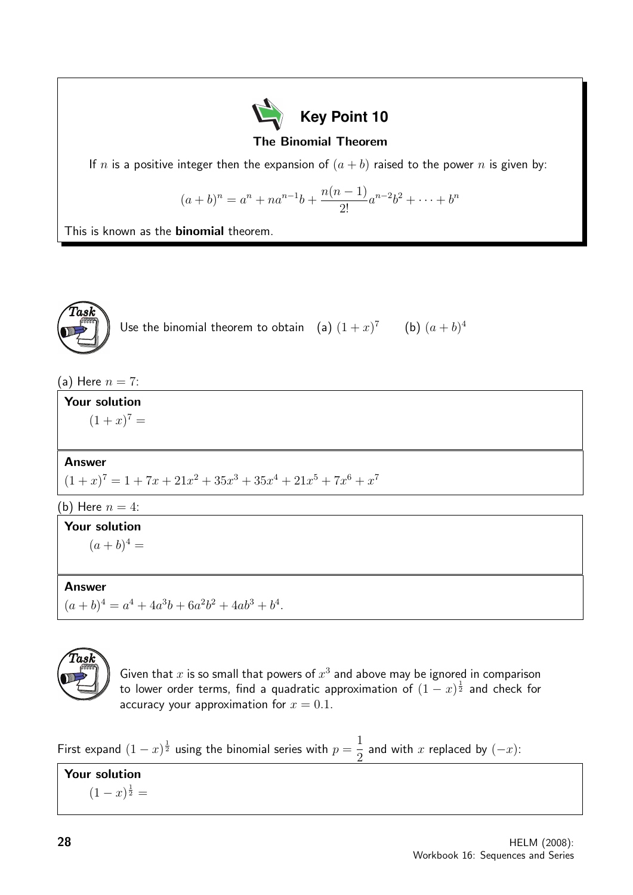## Key Point 10

### The Binomial Theorem

If $n$ is a positive integer then the expansion of $(a+b)$ raised to the power $n$ is given by:

$$(a+b)^n = a^n + na^{n-1}b + \frac{n(n-1)}{2!}a^{n-2}b^2 + \cdots + b^n$$

This is known as the **binomial** theorem.

---

**Task**

Use the binomial theorem to obtain (a) $(1+x)^7$ (b) $(a+b)^4$

(a) Here $n = 7$:

**Your solution**

$(1+x)^7 =$

**Answer**

$(1+x)^7 = 1 + 7x + 21x^2 + 35x^3 + 35x^4 + 21x^5 + 7x^6 + x^7$

(b) Here $n = 4$:

**Your solution**

$(a+b)^4 =$

**Answer**

$(a+b)^4 = a^4 + 4a^3b + 6a^2b^2 + 4ab^3 + b^4.$

---

**Task**

Given that $x$ is so small that powers of $x^3$ and above may be ignored in comparison to lower order terms, find a quadratic approximation of $(1-x)^{\frac{1}{2}}$ and check for accuracy your approximation for $x = 0.1$.

First expand $(1-x)^{\frac{1}{2}}$ using the binomial series with $p = \dfrac{1}{2}$ and with $x$ replaced by $(-x)$:

**Your solution**

$(1-x)^{\frac{1}{2}} =$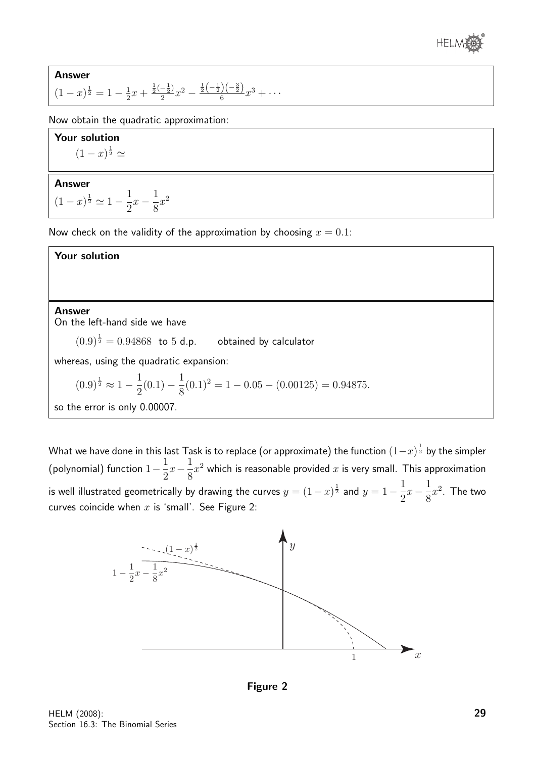**Answer**

$(1-x)^{\frac{1}{2}} = 1 - \frac{1}{2}x + \frac{\frac{1}{2}(-\frac{1}{2})}{2}x^2 - \frac{\frac{1}{2}(-\frac{1}{2})(-\frac{3}{2})}{6}x^3 + \cdots$

Now obtain the quadratic approximation:

**Your solution**

$(1-x)^{\frac{1}{2}} \simeq$

**Answer**

$(1-x)^{\frac{1}{2}} \simeq 1 - \dfrac{1}{2}x - \dfrac{1}{8}x^2$

Now check on the validity of the approximation by choosing $x = 0.1$:

**Your solution**

**Answer**

On the left-hand side we have

$(0.9)^{\frac{1}{2}} = 0.94868$ to 5 d.p. obtained by calculator

whereas, using the quadratic expansion:

$$(0.9)^{\frac{1}{2}} \approx 1 - \frac{1}{2}(0.1) - \frac{1}{8}(0.1)^2 = 1 - 0.05 - (0.00125) = 0.94875.$$

so the error is only 0.00007.

What we have done in this last Task is to replace (or approximate) the function $(1-x)^{\frac{1}{2}}$ by the simpler (polynomial) function $1 - \dfrac{1}{2}x - \dfrac{1}{8}x^2$ which is reasonable provided $x$ is very small. This approximation is well illustrated geometrically by drawing the curves $y = (1-x)^{\frac{1}{2}}$ and $y = 1 - \dfrac{1}{2}x - \dfrac{1}{8}x^2$. The two curves coincide when $x$ is 'small'. See Figure 2:

**Figure 2**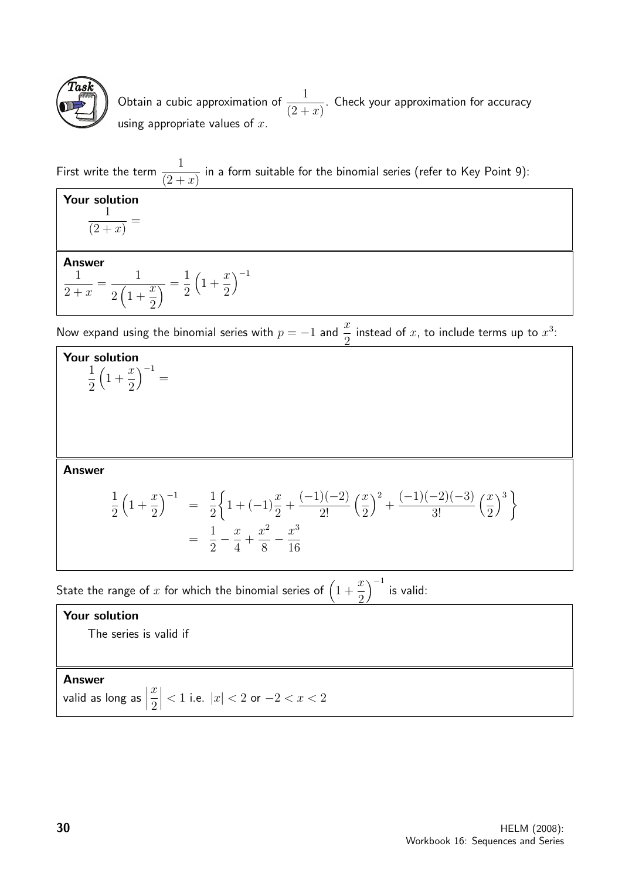**Task**

Obtain a cubic approximation of $\dfrac{1}{(2+x)}$. Check your approximation for accuracy using appropriate values of $x$.

First write the term $\dfrac{1}{(2+x)}$ in a form suitable for the binomial series (refer to Key Point 9):

**Your solution**

$\dfrac{1}{(2+x)} =$

**Answer**

$$\frac{1}{2+x} = \frac{1}{2\left(1+\dfrac{x}{2}\right)} = \frac{1}{2}\left(1+\frac{x}{2}\right)^{-1}$$

Now expand using the binomial series with $p = -1$ and $\dfrac{x}{2}$ instead of $x$, to include terms up to $x^3$:

**Your solution**

$\dfrac{1}{2}\left(1+\dfrac{x}{2}\right)^{-1} =$

**Answer**

$$\begin{aligned}
\frac{1}{2}\left(1+\frac{x}{2}\right)^{-1} &= \frac{1}{2}\left\{1+(-1)\frac{x}{2}+\frac{(-1)(-2)}{2!}\left(\frac{x}{2}\right)^2+\frac{(-1)(-2)(-3)}{3!}\left(\frac{x}{2}\right)^3\right\} \\
&= \frac{1}{2}-\frac{x}{4}+\frac{x^2}{8}-\frac{x^3}{16}
\end{aligned}$$

State the range of $x$ for which the binomial series of $\left(1+\dfrac{x}{2}\right)^{-1}$ is valid:

**Your solution**

The series is valid if

**Answer**

valid as long as $\left|\dfrac{x}{2}\right| < 1$ i.e. $|x| < 2$ or $-2 < x < 2$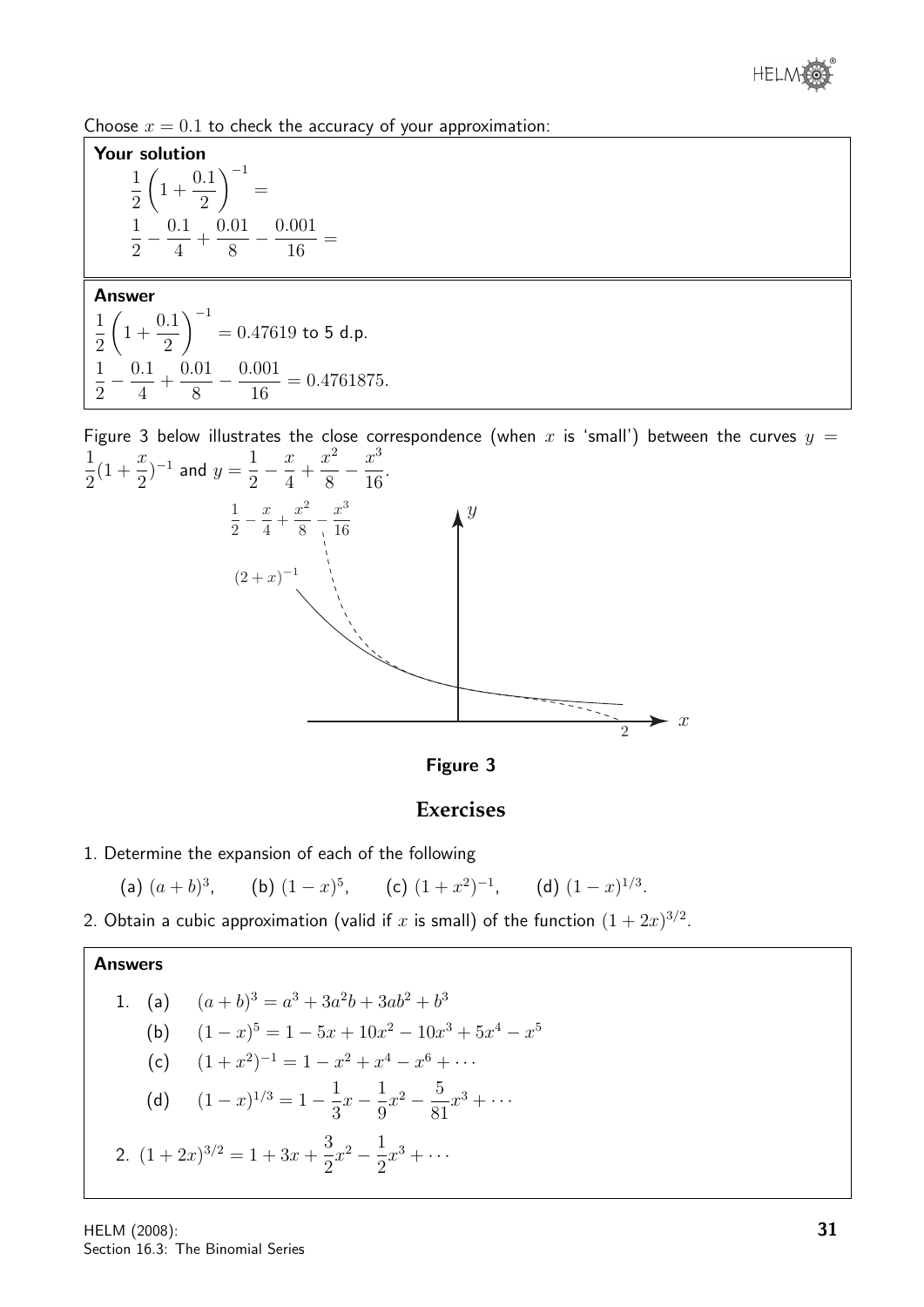Choose $x = 0.1$ to check the accuracy of your approximation:

**Your solution**

$$\frac{1}{2}\left(1+\frac{0.1}{2}\right)^{-1} =$$

$$\frac{1}{2} - \frac{0.1}{4} + \frac{0.01}{8} - \frac{0.001}{16} =$$

**Answer**

$\frac{1}{2}\left(1+\frac{0.1}{2}\right)^{-1} = 0.47619$ to 5 d.p.

$\frac{1}{2} - \frac{0.1}{4} + \frac{0.01}{8} - \frac{0.001}{16} = 0.4761875.$

Figure 3 below illustrates the close correspondence (when $x$ is 'small') between the curves $y = \frac{1}{2}(1+\frac{x}{2})^{-1}$ and $y = \frac{1}{2} - \frac{x}{4} + \frac{x^2}{8} - \frac{x^3}{16}$.

$\frac{1}{2} - \frac{x}{4} + \frac{x^2}{8} - \frac{x^3}{16}$

$y$

$(2+x)^{-1}$

$x$

2

**Figure 3**

## Exercises

1. Determine the expansion of each of the following

   (a) $(a+b)^3$, (b) $(1-x)^5$, (c) $(1+x^2)^{-1}$, (d) $(1-x)^{1/3}$.

2. Obtain a cubic approximation (valid if $x$ is small) of the function $(1+2x)^{3/2}$.

**Answers**

1. (a) $(a+b)^3 = a^3 + 3a^2b + 3ab^2 + b^3$

   (b) $(1-x)^5 = 1 - 5x + 10x^2 - 10x^3 + 5x^4 - x^5$

   (c) $(1+x^2)^{-1} = 1 - x^2 + x^4 - x^6 + \cdots$

   (d) $(1-x)^{1/3} = 1 - \frac{1}{3}x - \frac{1}{9}x^2 - \frac{5}{81}x^3 + \cdots$

2. $(1+2x)^{3/2} = 1 + 3x + \frac{3}{2}x^2 - \frac{1}{2}x^3 + \cdots$